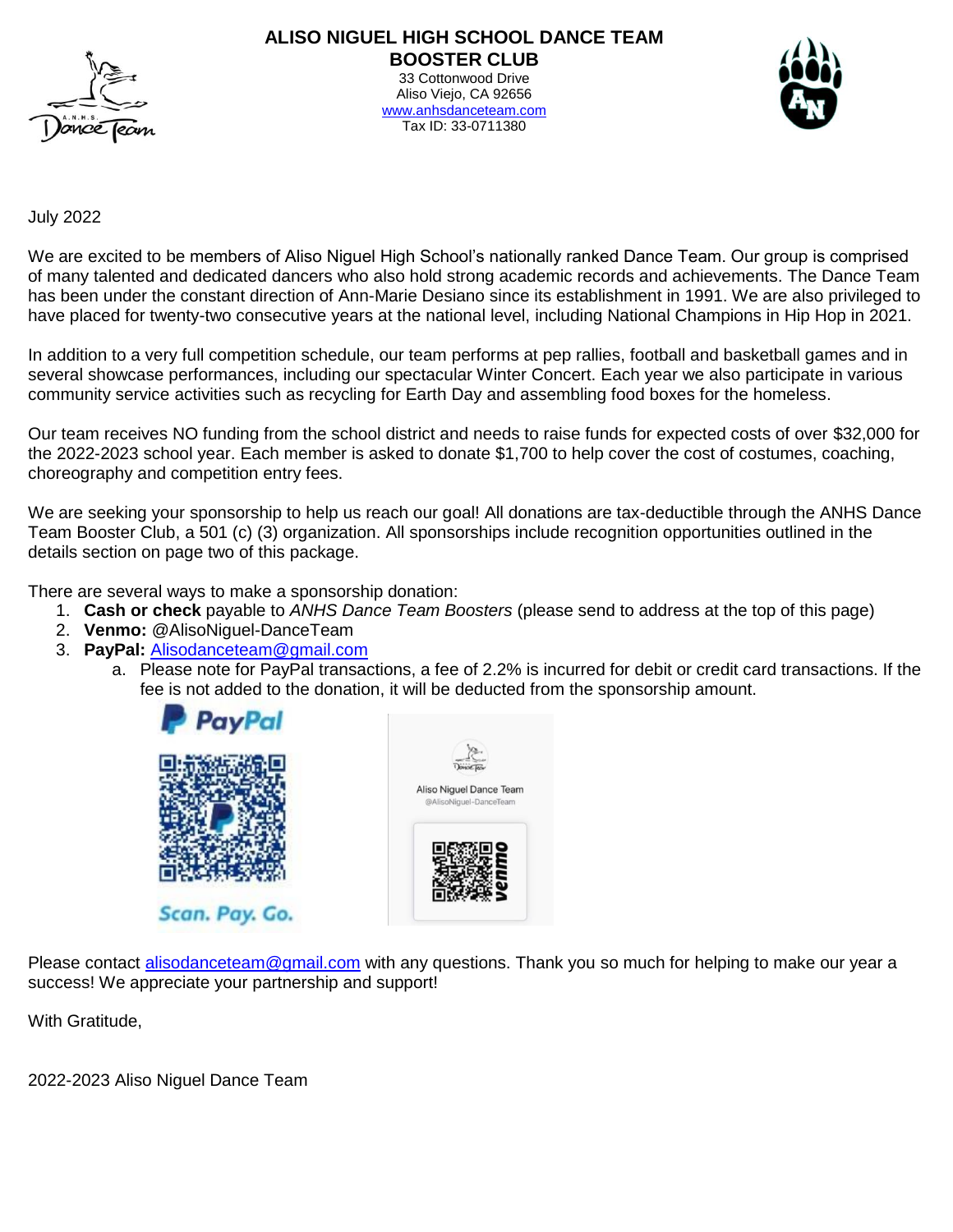# ALISO NIGUEL HIGH SCHOOL DANCE TEAM BOOSTER CLUB

33 Cottonwood Drive
Aliso Viejo, CA 92656
www.anhsdanceteam.com
Tax ID: 33-0711380

July 2022

We are excited to be members of Aliso Niguel High School's nationally ranked Dance Team. Our group is comprised of many talented and dedicated dancers who also hold strong academic records and achievements. The Dance Team has been under the constant direction of Ann-Marie Desiano since its establishment in 1991. We are also privileged to have placed for twenty-two consecutive years at the national level, including National Champions in Hip Hop in 2021.

In addition to a very full competition schedule, our team performs at pep rallies, football and basketball games and in several showcase performances, including our spectacular Winter Concert. Each year we also participate in various community service activities such as recycling for Earth Day and assembling food boxes for the homeless.

Our team receives NO funding from the school district and needs to raise funds for expected costs of over $32,000 for the 2022-2023 school year. Each member is asked to donate $1,700 to help cover the cost of costumes, coaching, choreography and competition entry fees.

We are seeking your sponsorship to help us reach our goal! All donations are tax-deductible through the ANHS Dance Team Booster Club, a 501 (c) (3) organization. All sponsorships include recognition opportunities outlined in the details section on page two of this package.

There are several ways to make a sponsorship donation:

1. **Cash or check** payable to *ANHS Dance Team Boosters* (please send to address at the top of this page)
2. **Venmo:** @AlisoNiguel-DanceTeam
3. **PayPal:** Alisodanceteam@gmail.com
   a. Please note for PayPal transactions, a fee of 2.2% is incurred for debit or credit card transactions. If the fee is not added to the donation, it will be deducted from the sponsorship amount.

PayPal

Scan. Pay. Go.

Aliso Niguel Dance Team
@AlisoNiguel-DanceTeam
venmo

Please contact alisodanceteam@gmail.com with any questions. Thank you so much for helping to make our year a success! We appreciate your partnership and support!

With Gratitude,

2022-2023 Aliso Niguel Dance Team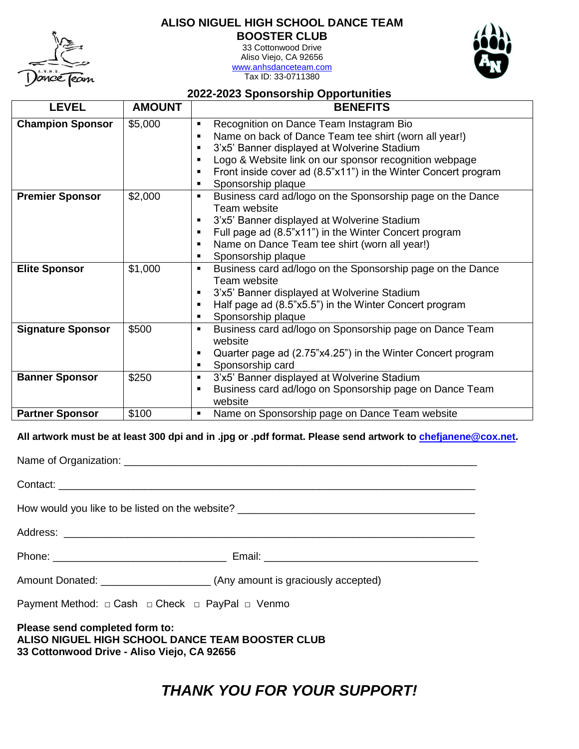# ALISO NIGUEL HIGH SCHOOL DANCE TEAM BOOSTER CLUB

33 Cottonwood Drive
Aliso Viejo, CA 92656
www.anhsdanceteam.com
Tax ID: 33-0711380

## 2022-2023 Sponsorship Opportunities

| LEVEL | AMOUNT | BENEFITS |
|---|---|---|
| **Champion Sponsor** | $5,000 | ▪ Recognition on Dance Team Instagram Bio<br>▪ Name on back of Dance Team tee shirt (worn all year!)<br>▪ 3'x5' Banner displayed at Wolverine Stadium<br>▪ Logo & Website link on our sponsor recognition webpage<br>▪ Front inside cover ad (8.5"x11") in the Winter Concert program<br>▪ Sponsorship plaque |
| **Premier Sponsor** | $2,000 | ▪ Business card ad/logo on the Sponsorship page on the Dance Team website<br>▪ 3'x5' Banner displayed at Wolverine Stadium<br>▪ Full page ad (8.5"x11") in the Winter Concert program<br>▪ Name on Dance Team tee shirt (worn all year!)<br>▪ Sponsorship plaque |
| **Elite Sponsor** | $1,000 | ▪ Business card ad/logo on the Sponsorship page on the Dance Team website<br>▪ 3'x5' Banner displayed at Wolverine Stadium<br>▪ Half page ad (8.5"x5.5") in the Winter Concert program<br>▪ Sponsorship plaque |
| **Signature Sponsor** | $500 | ▪ Business card ad/logo on Sponsorship page on Dance Team website<br>▪ Quarter page ad (2.75"x4.25") in the Winter Concert program<br>▪ Sponsorship card |
| **Banner Sponsor** | $250 | ▪ 3'x5' Banner displayed at Wolverine Stadium<br>▪ Business card ad/logo on Sponsorship page on Dance Team website |
| **Partner Sponsor** | $100 | ▪ Name on Sponsorship page on Dance Team website |

**All artwork must be at least 300 dpi and in .jpg or .pdf format. Please send artwork to chefjanene@cox.net.**

Name of Organization: ______________________________________________________________

Contact: ________________________________________________________________________

How would you like to be listed on the website? _____________________________________

Address: ________________________________________________________________________

Phone: ______________________________ Email: _____________________________________

Amount Donated: ___________________ (Any amount is graciously accepted)

Payment Method: □ Cash □ Check □ PayPal □ Venmo

**Please send completed form to:**
**ALISO NIGUEL HIGH SCHOOL DANCE TEAM BOOSTER CLUB**
**33 Cottonwood Drive - Aliso Viejo, CA 92656**

***THANK YOU FOR YOUR SUPPORT!***